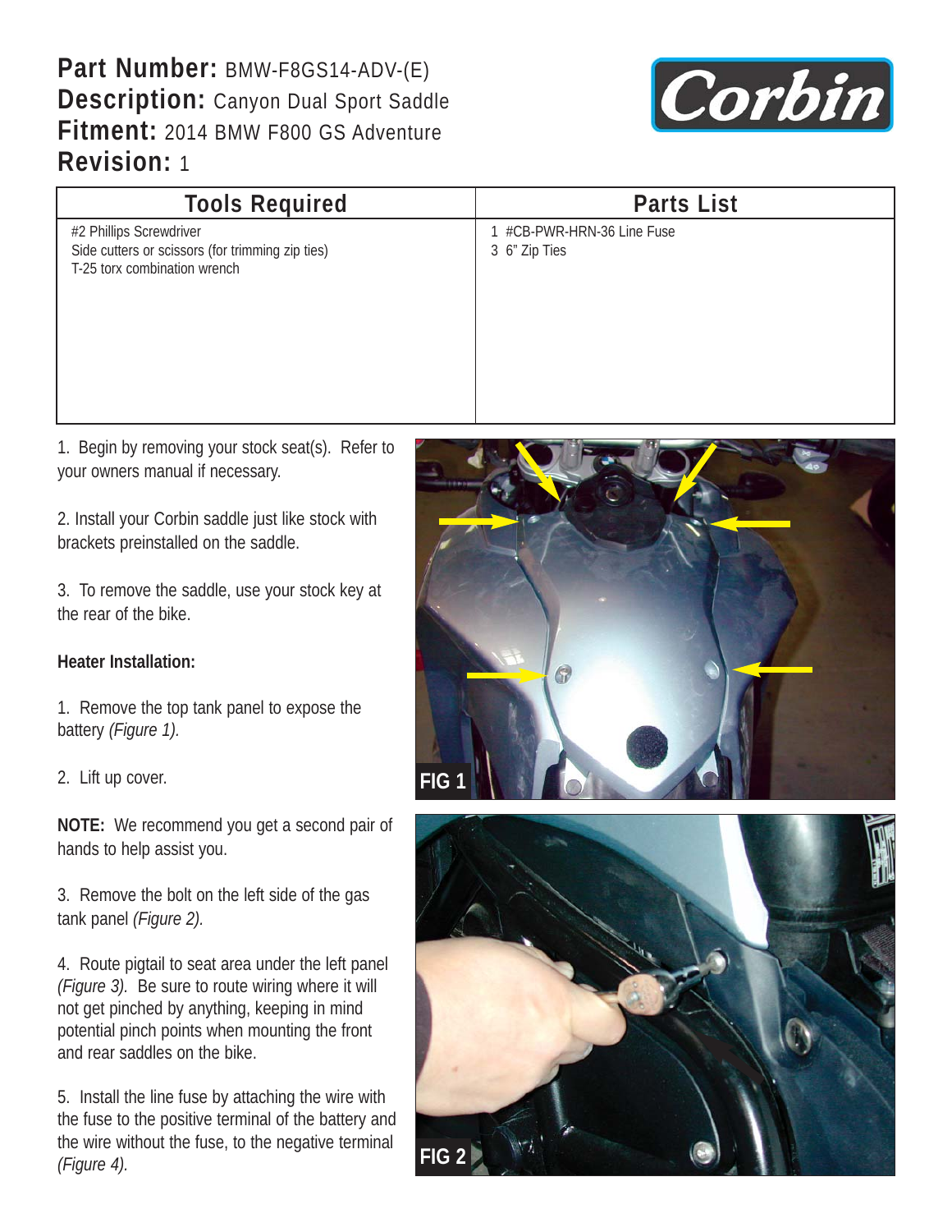**Part Number:** BMW-F8GS14-ADV-(E)
**Description:** Canyon Dual Sport Saddle
**Fitment:** 2014 BMW F800 GS Adventure
**Revision:** 1

| Tools Required | Parts List |
| --- | --- |
| #2 Phillips Screwdriver<br>Side cutters or scissors (for trimming zip ties)<br>T-25 torx combination wrench | 1 #CB-PWR-HRN-36 Line Fuse<br>3 6" Zip Ties |

1. Begin by removing your stock seat(s). Refer to your owners manual if necessary.

2. Install your Corbin saddle just like stock with brackets preinstalled on the saddle.

3. To remove the saddle, use your stock key at the rear of the bike.

**Heater Installation:**

1. Remove the top tank panel to expose the battery *(Figure 1).*

2. Lift up cover.

**NOTE:** We recommend you get a second pair of hands to help assist you.

3. Remove the bolt on the left side of the gas tank panel *(Figure 2).*

4. Route pigtail to seat area under the left panel *(Figure 3).* Be sure to route wiring where it will not get pinched by anything, keeping in mind potential pinch points when mounting the front and rear saddles on the bike.

5. Install the line fuse by attaching the wire with the fuse to the positive terminal of the battery and the wire without the fuse, to the negative terminal *(Figure 4).*

FIG 1

FIG 2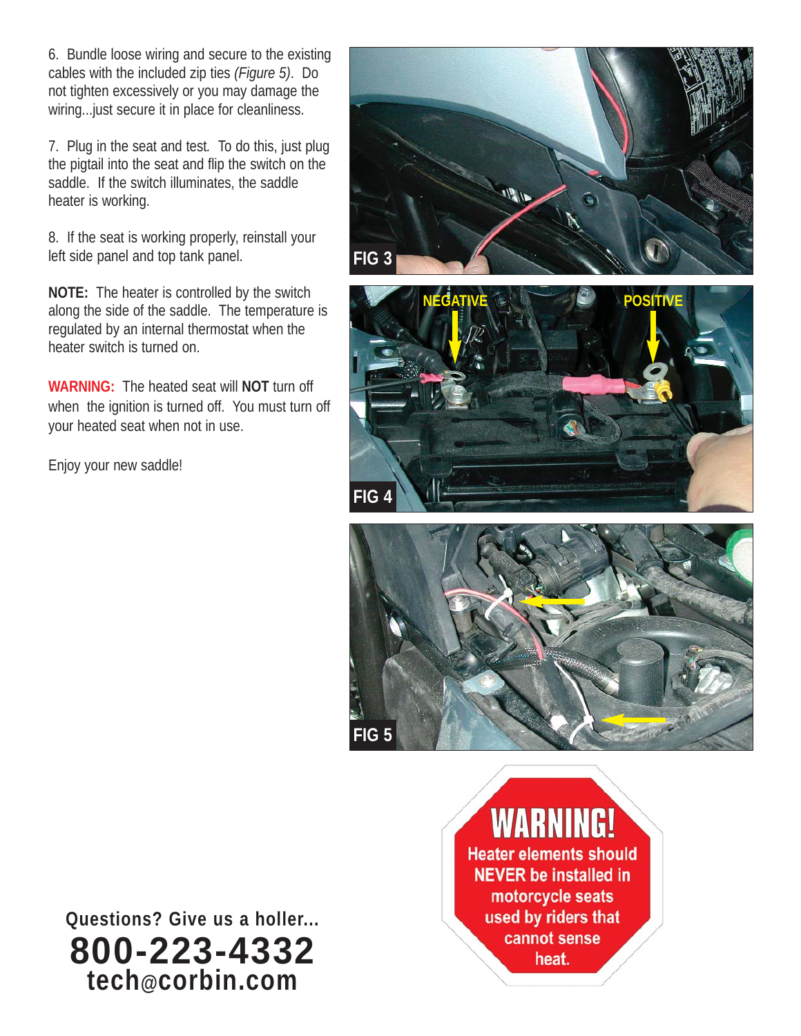6. Bundle loose wiring and secure to the existing cables with the included zip ties *(Figure 5)*. Do not tighten excessively or you may damage the wiring...just secure it in place for cleanliness.

7. Plug in the seat and test. To do this, just plug the pigtail into the seat and flip the switch on the saddle. If the switch illuminates, the saddle heater is working.

8. If the seat is working properly, reinstall your left side panel and top tank panel.

**NOTE:** The heater is controlled by the switch along the side of the saddle. The temperature is regulated by an internal thermostat when the heater switch is turned on.

**WARNING:** The heated seat will **NOT** turn off when the ignition is turned off. You must turn off your heated seat when not in use.

Enjoy your new saddle!

FIG 3

NEGATIVE

POSITIVE

FIG 4

FIG 5

**Questions? Give us a holler...**

**800-223-4332**

**tech@corbin.com**

**WARNING!**

**Heater elements should NEVER be installed in motorcycle seats used by riders that cannot sense heat.**